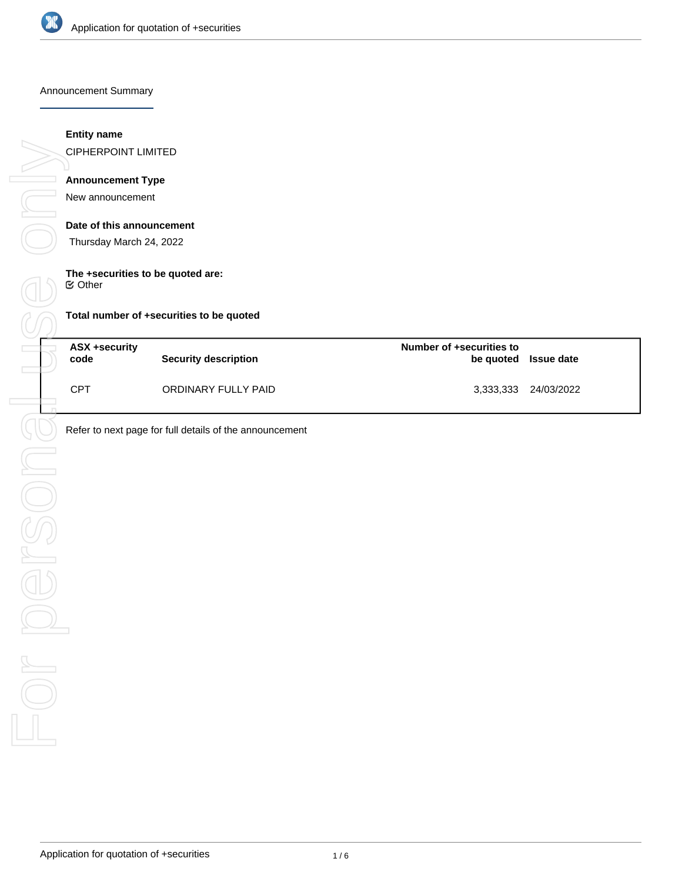Announcement Summary

**Entity name**

CIPHERPOINT LIMITED

**Announcement Type**

New announcement

**Date of this announcement**

Thursday March 24, 2022

**The +securities to be quoted are:**

☑ Other

**Total number of +securities to be quoted**

| ASX +security code | Security description | Number of +securities to be quoted | Issue date |
|---|---|---|---|
| CPT | ORDINARY FULLY PAID | 3,333,333 | 24/03/2022 |

Refer to next page for full details of the announcement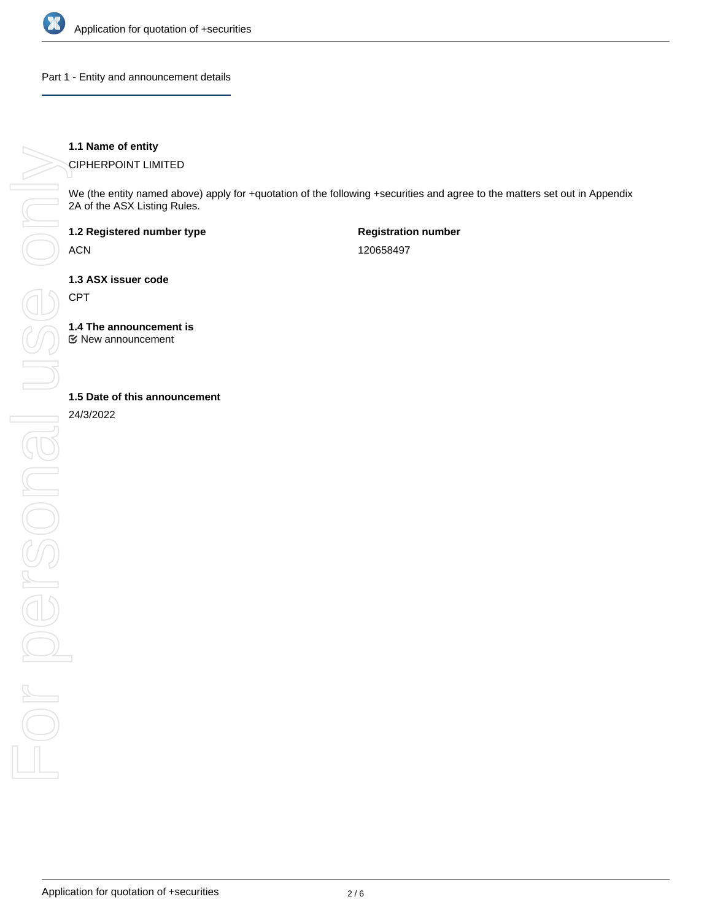## Part 1 - Entity and announcement details

**1.1 Name of entity**

CIPHERPOINT LIMITED

We (the entity named above) apply for +quotation of the following +securities and agree to the matters set out in Appendix 2A of the ASX Listing Rules.

**1.2 Registered number type**

ACN

**Registration number**

120658497

**1.3 ASX issuer code**

CPT

**1.4 The announcement is**

☑ New announcement

**1.5 Date of this announcement**

24/3/2022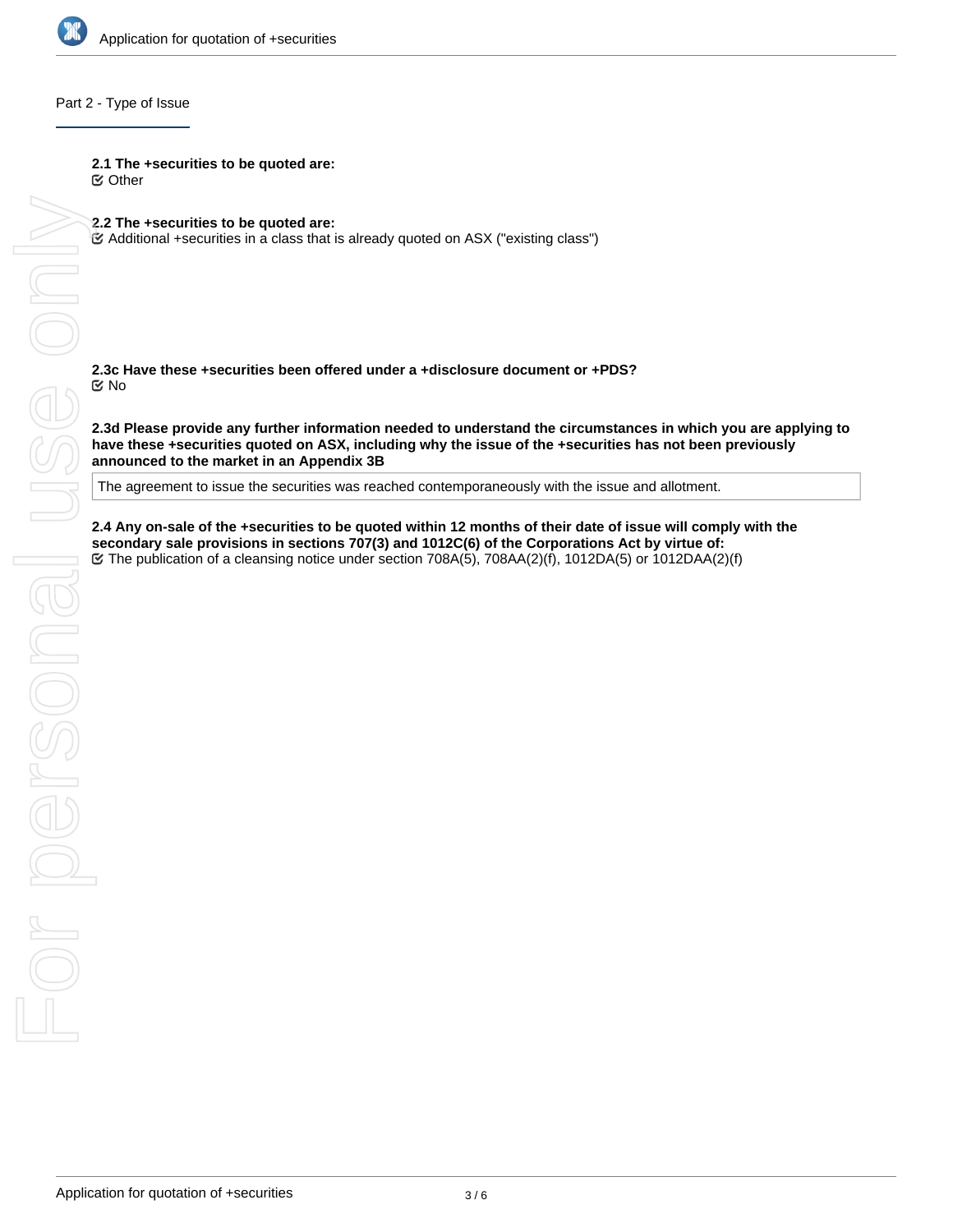## Part 2 - Type of Issue

**2.1 The +securities to be quoted are:**

☑ Other

**2.2 The +securities to be quoted are:**

☑ Additional +securities in a class that is already quoted on ASX ("existing class")

**2.3c Have these +securities been offered under a +disclosure document or +PDS?**

☑ No

**2.3d Please provide any further information needed to understand the circumstances in which you are applying to have these +securities quoted on ASX, including why the issue of the +securities has not been previously announced to the market in an Appendix 3B**

The agreement to issue the securities was reached contemporaneously with the issue and allotment.

**2.4 Any on-sale of the +securities to be quoted within 12 months of their date of issue will comply with the secondary sale provisions in sections 707(3) and 1012C(6) of the Corporations Act by virtue of:**

☑ The publication of a cleansing notice under section 708A(5), 708AA(2)(f), 1012DA(5) or 1012DAA(2)(f)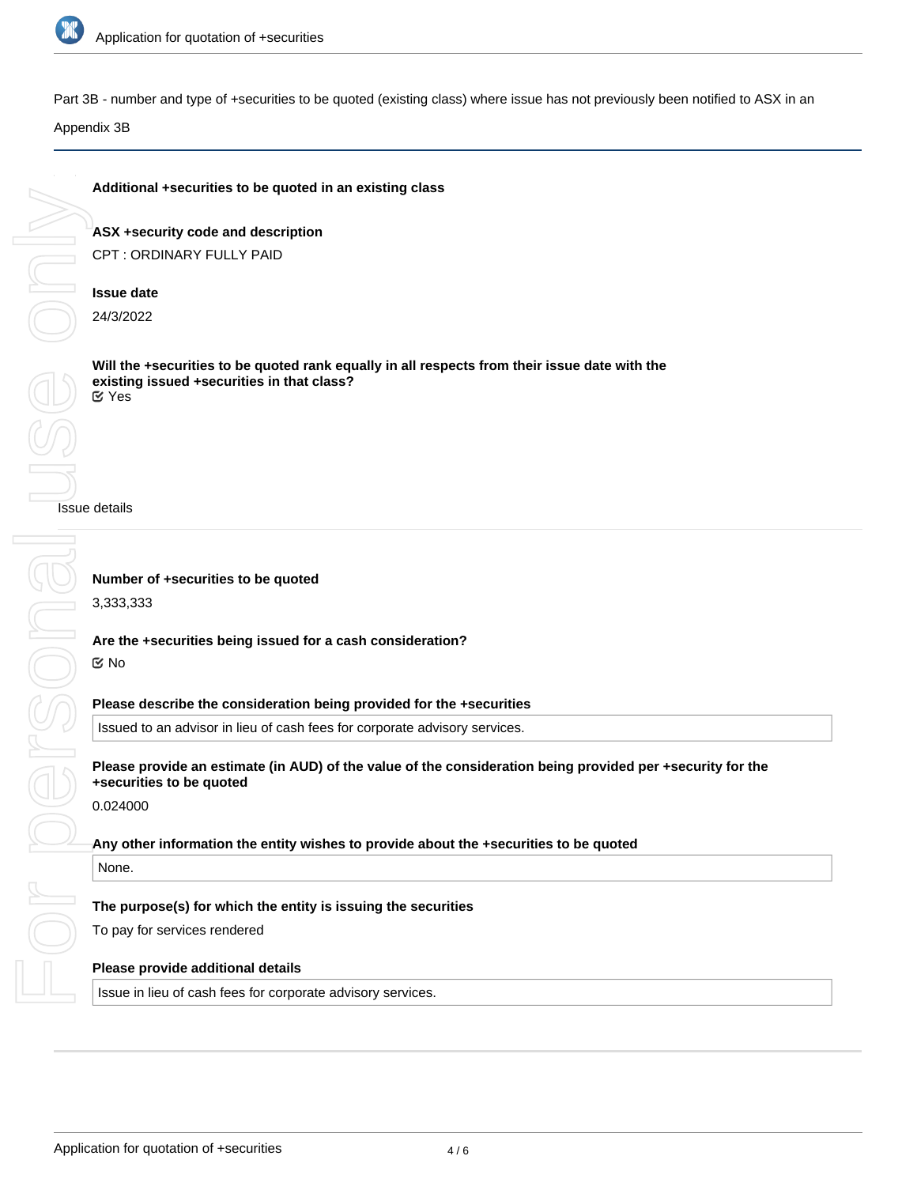Part 3B - number and type of +securities to be quoted (existing class) where issue has not previously been notified to ASX in an Appendix 3B

**Additional +securities to be quoted in an existing class**

**ASX +security code and description**

CPT : ORDINARY FULLY PAID

**Issue date**

24/3/2022

**Will the +securities to be quoted rank equally in all respects from their issue date with the existing issued +securities in that class?**

☑ Yes

Issue details

**Number of +securities to be quoted**

3,333,333

**Are the +securities being issued for a cash consideration?**

☑ No

**Please describe the consideration being provided for the +securities**

Issued to an advisor in lieu of cash fees for corporate advisory services.

**Please provide an estimate (in AUD) of the value of the consideration being provided per +security for the +securities to be quoted**

0.024000

**Any other information the entity wishes to provide about the +securities to be quoted**

None.

**The purpose(s) for which the entity is issuing the securities**

To pay for services rendered

**Please provide additional details**

Issue in lieu of cash fees for corporate advisory services.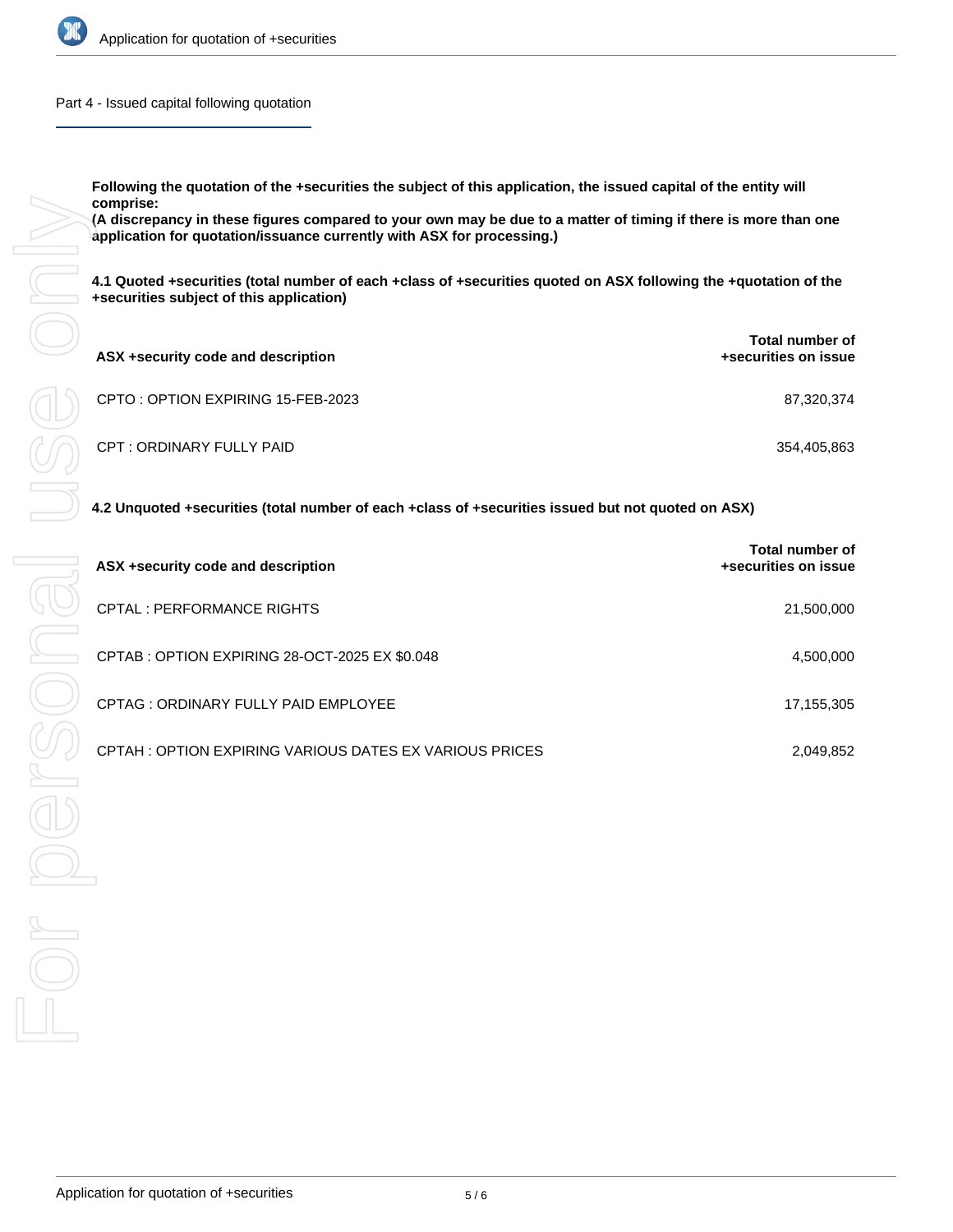## Part 4 - Issued capital following quotation

**Following the quotation of the +securities the subject of this application, the issued capital of the entity will comprise:**
**(A discrepancy in these figures compared to your own may be due to a matter of timing if there is more than one application for quotation/issuance currently with ASX for processing.)**

**4.1 Quoted +securities (total number of each +class of +securities quoted on ASX following the +quotation of the +securities subject of this application)**

| ASX +security code and description | Total number of +securities on issue |
|---|---|
| CPTO : OPTION EXPIRING 15-FEB-2023 | 87,320,374 |
| CPT : ORDINARY FULLY PAID | 354,405,863 |

**4.2 Unquoted +securities (total number of each +class of +securities issued but not quoted on ASX)**

| ASX +security code and description | Total number of +securities on issue |
|---|---|
| CPTAL : PERFORMANCE RIGHTS | 21,500,000 |
| CPTAB : OPTION EXPIRING 28-OCT-2025 EX $0.048 | 4,500,000 |
| CPTAG : ORDINARY FULLY PAID EMPLOYEE | 17,155,305 |
| CPTAH : OPTION EXPIRING VARIOUS DATES EX VARIOUS PRICES | 2,049,852 |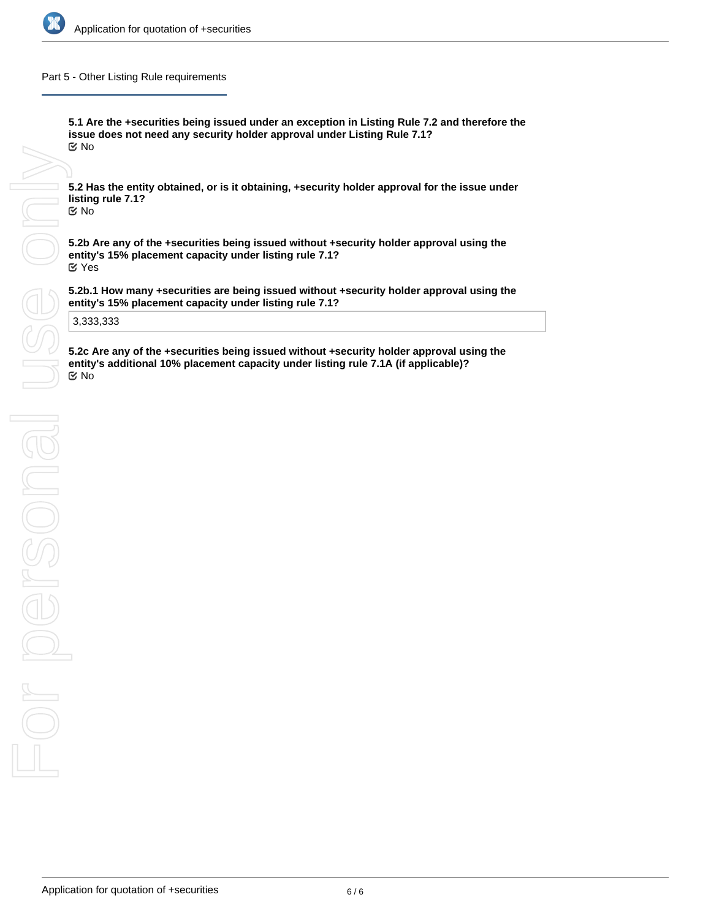## Part 5 - Other Listing Rule requirements

**5.1 Are the +securities being issued under an exception in Listing Rule 7.2 and therefore the issue does not need any security holder approval under Listing Rule 7.1?**
No

**5.2 Has the entity obtained, or is it obtaining, +security holder approval for the issue under listing rule 7.1?**
No

**5.2b Are any of the +securities being issued without +security holder approval using the entity's 15% placement capacity under listing rule 7.1?**
Yes

**5.2b.1 How many +securities are being issued without +security holder approval using the entity's 15% placement capacity under listing rule 7.1?**

3,333,333

**5.2c Are any of the +securities being issued without +security holder approval using the entity's additional 10% placement capacity under listing rule 7.1A (if applicable)?**
No